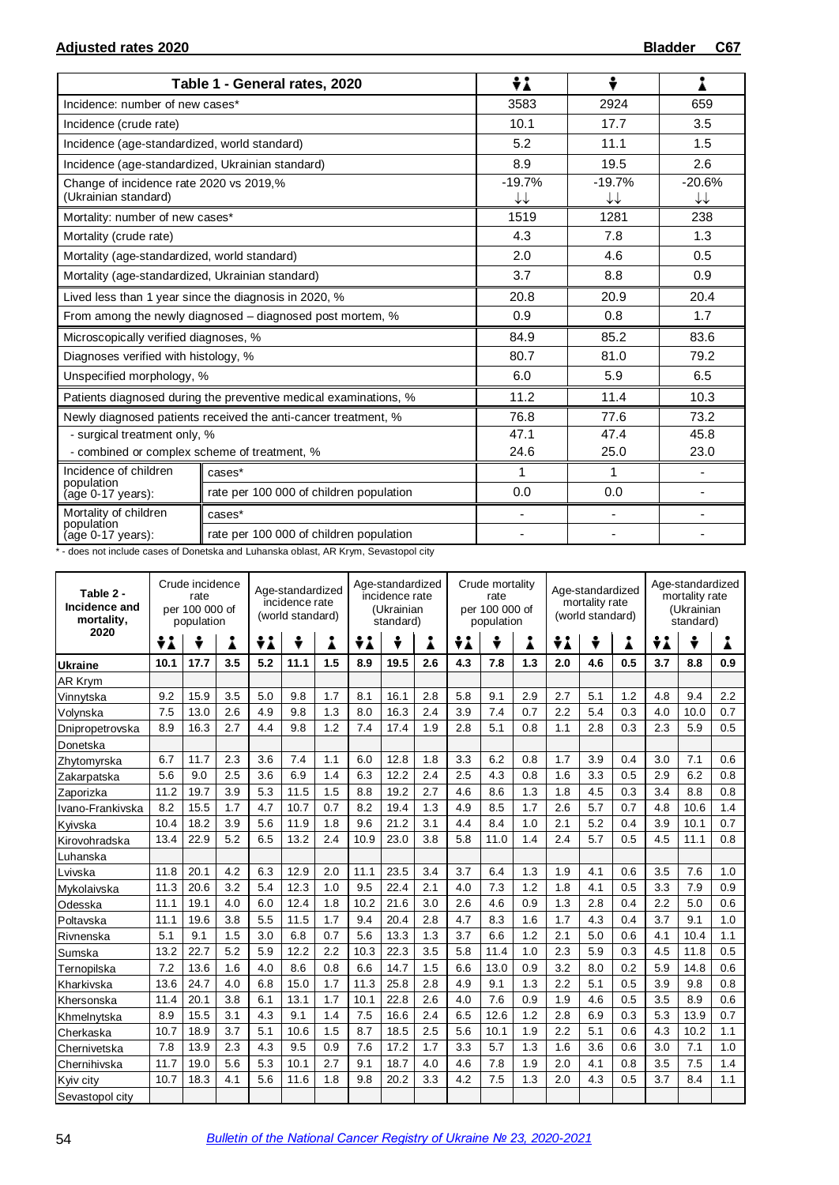# Adjusted rates 2020 — Bladder C67

| Table 1 - General rates, 2020 | | Both sexes | Male | Female |
|---|---|---|---|---|
| Incidence: number of new cases* | | 3583 | 2924 | 659 |
| Incidence (crude rate) | | 10.1 | 17.7 | 3.5 |
| Incidence (age-standardized, world standard) | | 5.2 | 11.1 | 1.5 |
| Incidence (age-standardized, Ukrainian standard) | | 8.9 | 19.5 | 2.6 |
| Change of incidence rate 2020 vs 2019,% (Ukrainian standard) | | -19.7% ↓↓ | -19.7% ↓↓ | -20.6% ↓↓ |
| Mortality: number of new cases* | | 1519 | 1281 | 238 |
| Mortality (crude rate) | | 4.3 | 7.8 | 1.3 |
| Mortality (age-standardized, world standard) | | 2.0 | 4.6 | 0.5 |
| Mortality (age-standardized, Ukrainian standard) | | 3.7 | 8.8 | 0.9 |
| Lived less than 1 year since the diagnosis in 2020, % | | 20.8 | 20.9 | 20.4 |
| From among the newly diagnosed – diagnosed post mortem, % | | 0.9 | 0.8 | 1.7 |
| Microscopically verified diagnoses, % | | 84.9 | 85.2 | 83.6 |
| Diagnoses verified with histology, % | | 80.7 | 81.0 | 79.2 |
| Unspecified morphology, % | | 6.0 | 5.9 | 6.5 |
| Patients diagnosed during the preventive medical examinations, % | | 11.2 | 11.4 | 10.3 |
| Newly diagnosed patients received the anti-cancer treatment, % | | 76.8 | 77.6 | 73.2 |
| - surgical treatment only, % | | 47.1 | 47.4 | 45.8 |
| - combined or complex scheme of treatment, % | | 24.6 | 25.0 | 23.0 |
| Incidence of children population (age 0-17 years): | cases* | 1 | 1 | - |
| | rate per 100 000 of children population | 0.0 | 0.0 | - |
| Mortality of children population (age 0-17 years): | cases* | - | - | - |
| | rate per 100 000 of children population | - | - | - |

* - does not include cases of Donetska and Luhanska oblast, AR Krym, Sevastopol city

| Table 2 - Incidence and mortality, 2020 | Crude incidence rate per 100 000 of population | | | Age-standardized incidence rate (world standard) | | | Age-standardized incidence rate (Ukrainian standard) | | | Crude mortality rate per 100 000 of population | | | Age-standardized mortality rate (world standard) | | | Age-standardized mortality rate (Ukrainian standard) | | |
|---|---|---|---|---|---|---|---|---|---|---|---|---|---|---|---|---|---|---|
| | Both | Male | Female | Both | Male | Female | Both | Male | Female | Both | Male | Female | Both | Male | Female | Both | Male | Female |
| **Ukraine** | **10.1** | **17.7** | **3.5** | **5.2** | **11.1** | **1.5** | **8.9** | **19.5** | **2.6** | **4.3** | **7.8** | **1.3** | **2.0** | **4.6** | **0.5** | **3.7** | **8.8** | **0.9** |
| AR Krym | | | | | | | | | | | | | | | | | | |
| Vinnytska | 9.2 | 15.9 | 3.5 | 5.0 | 9.8 | 1.7 | 8.1 | 16.1 | 2.8 | 5.8 | 9.1 | 2.9 | 2.7 | 5.1 | 1.2 | 4.8 | 9.4 | 2.2 |
| Volynska | 7.5 | 13.0 | 2.6 | 4.9 | 9.8 | 1.3 | 8.0 | 16.3 | 2.4 | 3.9 | 7.4 | 0.7 | 2.2 | 5.4 | 0.3 | 4.0 | 10.0 | 0.7 |
| Dnipropetrovska | 8.9 | 16.3 | 2.7 | 4.4 | 9.8 | 1.2 | 7.4 | 17.4 | 1.9 | 2.8 | 5.1 | 0.8 | 1.1 | 2.8 | 0.3 | 2.3 | 5.9 | 0.5 |
| Donetska | | | | | | | | | | | | | | | | | | |
| Zhytomyrska | 6.7 | 11.7 | 2.3 | 3.6 | 7.4 | 1.1 | 6.0 | 12.8 | 1.8 | 3.3 | 6.2 | 0.8 | 1.7 | 3.9 | 0.4 | 3.0 | 7.1 | 0.6 |
| Zakarpatska | 5.6 | 9.0 | 2.5 | 3.6 | 6.9 | 1.4 | 6.3 | 12.2 | 2.4 | 2.5 | 4.3 | 0.8 | 1.6 | 3.3 | 0.5 | 2.9 | 6.2 | 0.8 |
| Zaporizka | 11.2 | 19.7 | 3.9 | 5.3 | 11.5 | 1.5 | 8.8 | 19.2 | 2.7 | 4.6 | 8.6 | 1.3 | 1.8 | 4.5 | 0.3 | 3.4 | 8.8 | 0.8 |
| Ivano-Frankivska | 8.2 | 15.5 | 1.7 | 4.7 | 10.7 | 0.7 | 8.2 | 19.4 | 1.3 | 4.9 | 8.5 | 1.7 | 2.6 | 5.7 | 0.7 | 4.8 | 10.6 | 1.4 |
| Kyivska | 10.4 | 18.2 | 3.9 | 5.6 | 11.9 | 1.8 | 9.6 | 21.2 | 3.1 | 4.4 | 8.4 | 1.0 | 2.1 | 5.2 | 0.4 | 3.9 | 10.1 | 0.7 |
| Kirovohradska | 13.4 | 22.9 | 5.2 | 6.5 | 13.2 | 2.4 | 10.9 | 23.0 | 3.8 | 5.8 | 11.0 | 1.4 | 2.4 | 5.7 | 0.5 | 4.5 | 11.1 | 0.8 |
| Luhanska | | | | | | | | | | | | | | | | | | |
| Lvivska | 11.8 | 20.1 | 4.2 | 6.3 | 12.9 | 2.0 | 11.1 | 23.5 | 3.4 | 3.7 | 6.4 | 1.3 | 1.9 | 4.1 | 0.6 | 3.5 | 7.6 | 1.0 |
| Mykolaivska | 11.3 | 20.6 | 3.2 | 5.4 | 12.3 | 1.0 | 9.5 | 22.4 | 2.1 | 4.0 | 7.3 | 1.2 | 1.8 | 4.1 | 0.5 | 3.3 | 7.9 | 0.9 |
| Odesska | 11.1 | 19.1 | 4.0 | 6.0 | 12.4 | 1.8 | 10.2 | 21.6 | 3.0 | 2.6 | 4.6 | 0.9 | 1.3 | 2.8 | 0.4 | 2.2 | 5.0 | 0.6 |
| Poltavska | 11.1 | 19.6 | 3.8 | 5.5 | 11.5 | 1.7 | 9.4 | 20.4 | 2.8 | 4.7 | 8.3 | 1.6 | 1.7 | 4.3 | 0.4 | 3.7 | 9.1 | 1.0 |
| Rivnenska | 5.1 | 9.1 | 1.5 | 3.0 | 6.8 | 0.7 | 5.6 | 13.3 | 1.3 | 3.7 | 6.6 | 1.2 | 2.1 | 5.0 | 0.6 | 4.1 | 10.4 | 1.1 |
| Sumska | 13.2 | 22.7 | 5.2 | 5.9 | 12.2 | 2.2 | 10.3 | 22.3 | 3.5 | 5.8 | 11.4 | 1.0 | 2.3 | 5.9 | 0.3 | 4.5 | 11.8 | 0.5 |
| Ternopilska | 7.2 | 13.6 | 1.6 | 4.0 | 8.6 | 0.8 | 6.6 | 14.7 | 1.5 | 6.6 | 13.0 | 0.9 | 3.2 | 8.0 | 0.2 | 5.9 | 14.8 | 0.6 |
| Kharkivska | 13.6 | 24.7 | 4.0 | 6.8 | 15.0 | 1.7 | 11.3 | 25.8 | 2.8 | 4.9 | 9.1 | 1.3 | 2.2 | 5.1 | 0.5 | 3.9 | 9.8 | 0.8 |
| Khersonska | 11.4 | 20.1 | 3.8 | 6.1 | 13.1 | 1.7 | 10.1 | 22.8 | 2.6 | 4.0 | 7.6 | 0.9 | 1.9 | 4.6 | 0.5 | 3.5 | 8.9 | 0.6 |
| Khmelnytska | 8.9 | 15.5 | 3.1 | 4.3 | 9.1 | 1.4 | 7.5 | 16.6 | 2.4 | 6.5 | 12.6 | 1.2 | 2.8 | 6.9 | 0.3 | 5.3 | 13.9 | 0.7 |
| Cherkaska | 10.7 | 18.9 | 3.7 | 5.1 | 10.6 | 1.5 | 8.7 | 18.5 | 2.5 | 5.6 | 10.1 | 1.9 | 2.2 | 5.1 | 0.6 | 4.3 | 10.2 | 1.1 |
| Chernivetska | 7.8 | 13.9 | 2.3 | 4.3 | 9.5 | 0.9 | 7.6 | 17.2 | 1.7 | 3.3 | 5.7 | 1.3 | 1.6 | 3.6 | 0.6 | 3.0 | 7.1 | 1.0 |
| Chernihivska | 11.7 | 19.0 | 5.6 | 5.3 | 10.1 | 2.7 | 9.1 | 18.7 | 4.0 | 4.6 | 7.8 | 1.9 | 2.0 | 4.1 | 0.8 | 3.5 | 7.5 | 1.4 |
| Kyiv city | 10.7 | 18.3 | 4.1 | 5.6 | 11.6 | 1.8 | 9.8 | 20.2 | 3.3 | 4.2 | 7.5 | 1.3 | 2.0 | 4.3 | 0.5 | 3.7 | 8.4 | 1.1 |
| Sevastopol city | | | | | | | | | | | | | | | | | | |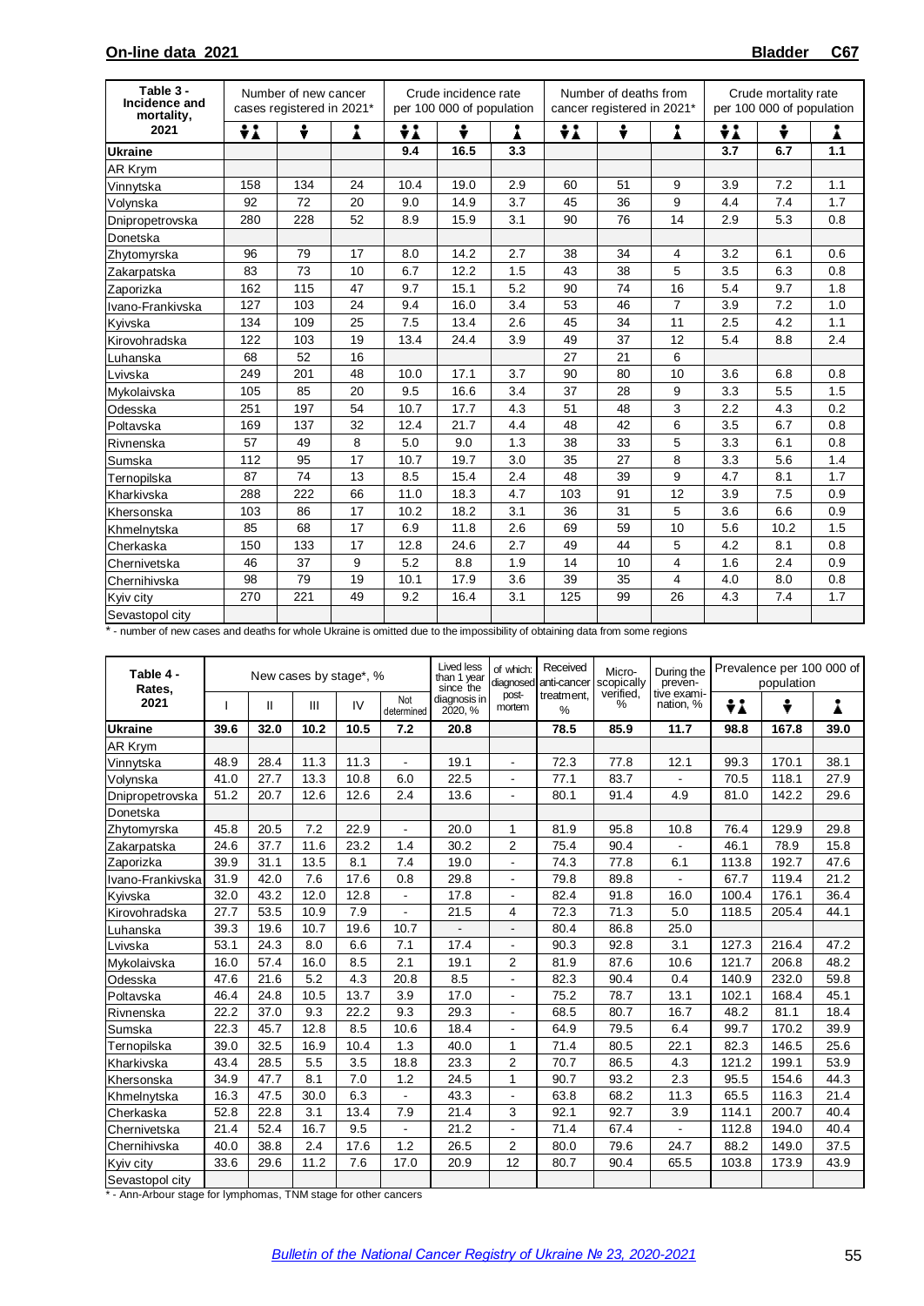**On-line data 2021** **Bladder C67**

| Table 3 - Incidence and mortality, 2021 | Number of new cancer cases registered in 2021* | | | Crude incidence rate per 100 000 of population | | | Number of deaths from cancer registered in 2021* | | | Crude mortality rate per 100 000 of population | | |
|---|---|---|---|---|---|---|---|---|---|---|---|---|
| | ♀♂ | ♀ | ♂ | ♀♂ | ♀ | ♂ | ♀♂ | ♀ | ♂ | ♀♂ | ♀ | ♂ |
| **Ukraine** | | | | **9.4** | **16.5** | **3.3** | | | | **3.7** | **6.7** | **1.1** |
| AR Krym | | | | | | | | | | | | |
| Vinnytska | 158 | 134 | 24 | 10.4 | 19.0 | 2.9 | 60 | 51 | 9 | 3.9 | 7.2 | 1.1 |
| Volynska | 92 | 72 | 20 | 9.0 | 14.9 | 3.7 | 45 | 36 | 9 | 4.4 | 7.4 | 1.7 |
| Dnipropetrovska | 280 | 228 | 52 | 8.9 | 15.9 | 3.1 | 90 | 76 | 14 | 2.9 | 5.3 | 0.8 |
| Donetska | | | | | | | | | | | | |
| Zhytomyrska | 96 | 79 | 17 | 8.0 | 14.2 | 2.7 | 38 | 34 | 4 | 3.2 | 6.1 | 0.6 |
| Zakarpatska | 83 | 73 | 10 | 6.7 | 12.2 | 1.5 | 43 | 38 | 5 | 3.5 | 6.3 | 0.8 |
| Zaporizka | 162 | 115 | 47 | 9.7 | 15.1 | 5.2 | 90 | 74 | 16 | 5.4 | 9.7 | 1.8 |
| Ivano-Frankivska | 127 | 103 | 24 | 9.4 | 16.0 | 3.4 | 53 | 46 | 7 | 3.9 | 7.2 | 1.0 |
| Kyivska | 134 | 109 | 25 | 7.5 | 13.4 | 2.6 | 45 | 34 | 11 | 2.5 | 4.2 | 1.1 |
| Kirovohradska | 122 | 103 | 19 | 13.4 | 24.4 | 3.9 | 49 | 37 | 12 | 5.4 | 8.8 | 2.4 |
| Luhanska | 68 | 52 | 16 | | | | 27 | 21 | 6 | | | |
| Lvivska | 249 | 201 | 48 | 10.0 | 17.1 | 3.7 | 90 | 80 | 10 | 3.6 | 6.8 | 0.8 |
| Mykolaivska | 105 | 85 | 20 | 9.5 | 16.6 | 3.4 | 37 | 28 | 9 | 3.3 | 5.5 | 1.5 |
| Odesska | 251 | 197 | 54 | 10.7 | 17.7 | 4.3 | 51 | 48 | 3 | 2.2 | 4.3 | 0.2 |
| Poltavska | 169 | 137 | 32 | 12.4 | 21.7 | 4.4 | 48 | 42 | 6 | 3.5 | 6.7 | 0.8 |
| Rivnenska | 57 | 49 | 8 | 5.0 | 9.0 | 1.3 | 38 | 33 | 5 | 3.3 | 6.1 | 0.8 |
| Sumska | 112 | 95 | 17 | 10.7 | 19.7 | 3.0 | 35 | 27 | 8 | 3.3 | 5.6 | 1.4 |
| Ternopilska | 87 | 74 | 13 | 8.5 | 15.4 | 2.4 | 48 | 39 | 9 | 4.7 | 8.1 | 1.7 |
| Kharkivska | 288 | 222 | 66 | 11.0 | 18.3 | 4.7 | 103 | 91 | 12 | 3.9 | 7.5 | 0.9 |
| Khersonska | 103 | 86 | 17 | 10.2 | 18.2 | 3.1 | 36 | 31 | 5 | 3.6 | 6.6 | 0.9 |
| Khmelnytska | 85 | 68 | 17 | 6.9 | 11.8 | 2.6 | 69 | 59 | 10 | 5.6 | 10.2 | 1.5 |
| Cherkaska | 150 | 133 | 17 | 12.8 | 24.6 | 2.7 | 49 | 44 | 5 | 4.2 | 8.1 | 0.8 |
| Chernivetska | 46 | 37 | 9 | 5.2 | 8.8 | 1.9 | 14 | 10 | 4 | 1.6 | 2.4 | 0.9 |
| Chernihivska | 98 | 79 | 19 | 10.1 | 17.9 | 3.6 | 39 | 35 | 4 | 4.0 | 8.0 | 0.8 |
| Kyiv city | 270 | 221 | 49 | 9.2 | 16.4 | 3.1 | 125 | 99 | 26 | 4.3 | 7.4 | 1.7 |
| Sevastopol city | | | | | | | | | | | | |

* - number of new cases and deaths for whole Ukraine is omitted due to the impossibility of obtaining data from some regions

| Table 4 - Rates, 2021 | New cases by stage*, % | | | | | Lived less than 1 year since the diagnosis in 2020, % | of which: diagnosed post-mortem | Received anti-cancer treatment, % | Micro-scopically verified, % | During the preventive examination, % | Prevalence per 100 000 of population | | |
|---|---|---|---|---|---|---|---|---|---|---|---|---|---|
| | I | II | III | IV | Not determined | | | | | | ♀♂ | ♀ | ♂ |
| **Ukraine** | **39.6** | **32.0** | **10.2** | **10.5** | **7.2** | **20.8** | | **78.5** | **85.9** | **11.7** | **98.8** | **167.8** | **39.0** |
| AR Krym | | | | | | | | | | | | | |
| Vinnytska | 48.9 | 28.4 | 11.3 | 11.3 | - | 19.1 | - | 72.3 | 77.8 | 12.1 | 99.3 | 170.1 | 38.1 |
| Volynska | 41.0 | 27.7 | 13.3 | 10.8 | 6.0 | 22.5 | - | 77.1 | 83.7 | - | 70.5 | 118.1 | 27.9 |
| Dnipropetrovska | 51.2 | 20.7 | 12.6 | 12.6 | 2.4 | 13.6 | - | 80.1 | 91.4 | 4.9 | 81.0 | 142.2 | 29.6 |
| Donetska | | | | | | | | | | | | | |
| Zhytomyrska | 45.8 | 20.5 | 7.2 | 22.9 | - | 20.0 | 1 | 81.9 | 95.8 | 10.8 | 76.4 | 129.9 | 29.8 |
| Zakarpatska | 24.6 | 37.7 | 11.6 | 23.2 | 1.4 | 30.2 | 2 | 75.4 | 90.4 | - | 46.1 | 78.9 | 15.8 |
| Zaporizka | 39.9 | 31.1 | 13.5 | 8.1 | 7.4 | 19.0 | - | 74.3 | 77.8 | 6.1 | 113.8 | 192.7 | 47.6 |
| Ivano-Frankivska | 31.9 | 42.0 | 7.6 | 17.6 | 0.8 | 29.8 | - | 79.8 | 89.8 | - | 67.7 | 119.4 | 21.2 |
| Kyivska | 32.0 | 43.2 | 12.0 | 12.8 | - | 17.8 | - | 82.4 | 91.8 | 16.0 | 100.4 | 176.1 | 36.4 |
| Kirovohradska | 27.7 | 53.5 | 10.9 | 7.9 | - | 21.5 | 4 | 72.3 | 71.3 | 5.0 | 118.5 | 205.4 | 44.1 |
| Luhanska | 39.3 | 19.6 | 10.7 | 19.6 | 10.7 | - | - | 80.4 | 86.8 | 25.0 | | | |
| Lvivska | 53.1 | 24.3 | 8.0 | 6.6 | 7.1 | 17.4 | - | 90.3 | 92.8 | 3.1 | 127.3 | 216.4 | 47.2 |
| Mykolaivska | 16.0 | 57.4 | 16.0 | 8.5 | 2.1 | 19.1 | 2 | 81.9 | 87.6 | 10.6 | 121.7 | 206.8 | 48.2 |
| Odesska | 47.6 | 21.6 | 5.2 | 4.3 | 20.8 | 8.5 | - | 82.3 | 90.4 | 0.4 | 140.9 | 232.0 | 59.8 |
| Poltavska | 46.4 | 24.8 | 10.5 | 13.7 | 3.9 | 17.0 | - | 75.2 | 78.7 | 13.1 | 102.1 | 168.4 | 45.1 |
| Rivnenska | 22.2 | 37.0 | 9.3 | 22.2 | 9.3 | 29.3 | - | 68.5 | 80.7 | 16.7 | 48.2 | 81.1 | 18.4 |
| Sumska | 22.3 | 45.7 | 12.8 | 8.5 | 10.6 | 18.4 | - | 64.9 | 79.5 | 6.4 | 99.7 | 170.2 | 39.9 |
| Ternopilska | 39.0 | 32.5 | 16.9 | 10.4 | 1.3 | 40.0 | 1 | 71.4 | 80.5 | 22.1 | 82.3 | 146.5 | 25.6 |
| Kharkivska | 43.4 | 28.5 | 5.5 | 3.5 | 18.8 | 23.3 | 2 | 70.7 | 86.5 | 4.3 | 121.2 | 199.1 | 53.9 |
| Khersonska | 34.9 | 47.7 | 8.1 | 7.0 | 1.2 | 24.5 | 1 | 90.7 | 93.2 | 2.3 | 95.5 | 154.6 | 44.3 |
| Khmelnytska | 16.3 | 47.5 | 30.0 | 6.3 | - | 43.3 | - | 63.8 | 68.2 | 11.3 | 65.5 | 116.3 | 21.4 |
| Cherkaska | 52.8 | 22.8 | 3.1 | 13.4 | 7.9 | 21.4 | 3 | 92.1 | 92.7 | 3.9 | 114.1 | 200.7 | 40.4 |
| Chernivetska | 21.4 | 52.4 | 16.7 | 9.5 | - | 21.2 | - | 71.4 | 67.4 | - | 112.8 | 194.0 | 40.4 |
| Chernihivska | 40.0 | 38.8 | 2.4 | 17.6 | 1.2 | 26.5 | 2 | 80.0 | 79.6 | 24.7 | 88.2 | 149.0 | 37.5 |
| Kyiv city | 33.6 | 29.6 | 11.2 | 7.6 | 17.0 | 20.9 | 12 | 80.7 | 90.4 | 65.5 | 103.8 | 173.9 | 43.9 |
| Sevastopol city | | | | | | | | | | | | | |

* - Ann-Arbour stage for lymphomas, TNM stage for other cancers